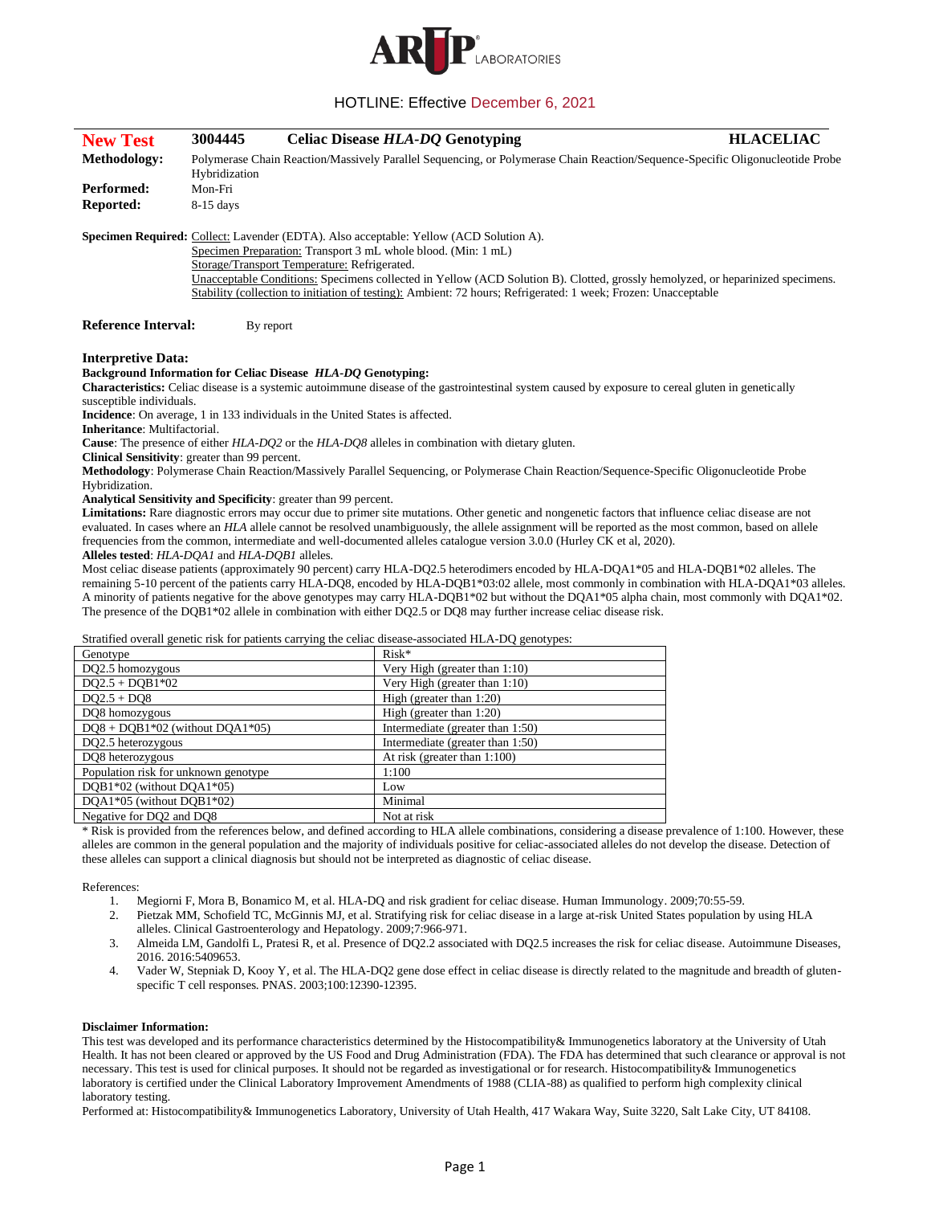HOTLINE: Effective December 6, 2021

| **New Test** | **3004445** | **Celiac Disease *HLA-DQ* Genotyping** | **HLACELIAC** |
|---|---|---|---|

**Methodology:** Polymerase Chain Reaction/Massively Parallel Sequencing, or Polymerase Chain Reaction/Sequence-Specific Oligonucleotide Probe Hybridization

**Performed:** Mon-Fri

**Reported:** 8-15 days

**Specimen Required:** Collect: Lavender (EDTA). Also acceptable: Yellow (ACD Solution A).
Specimen Preparation: Transport 3 mL whole blood. (Min: 1 mL)
Storage/Transport Temperature: Refrigerated.
Unacceptable Conditions: Specimens collected in Yellow (ACD Solution B). Clotted, grossly hemolyzed, or heparinized specimens.
Stability (collection to initiation of testing): Ambient: 72 hours; Refrigerated: 1 week; Frozen: Unacceptable

**Reference Interval:** By report

**Interpretive Data:**

**Background Information for Celiac Disease *HLA-DQ* Genotyping:**

**Characteristics:** Celiac disease is a systemic autoimmune disease of the gastrointestinal system caused by exposure to cereal gluten in genetically susceptible individuals.

**Incidence**: On average, 1 in 133 individuals in the United States is affected.

**Inheritance**: Multifactorial.

**Cause**: The presence of either *HLA-DQ2* or the *HLA-DQ8* alleles in combination with dietary gluten.

**Clinical Sensitivity**: greater than 99 percent.

**Methodology**: Polymerase Chain Reaction/Massively Parallel Sequencing, or Polymerase Chain Reaction/Sequence-Specific Oligonucleotide Probe Hybridization.

**Analytical Sensitivity and Specificity**: greater than 99 percent.

**Limitations:** Rare diagnostic errors may occur due to primer site mutations. Other genetic and nongenetic factors that influence celiac disease are not evaluated. In cases where an *HLA* allele cannot be resolved unambiguously, the allele assignment will be reported as the most common, based on allele frequencies from the common, intermediate and well-documented alleles catalogue version 3.0.0 (Hurley CK et al, 2020).

**Alleles tested**: *HLA-DQA1* and *HLA-DQB1* alleles.

Most celiac disease patients (approximately 90 percent) carry HLA-DQ2.5 heterodimers encoded by HLA-DQA1*05 and HLA-DQB1*02 alleles. The remaining 5-10 percent of the patients carry HLA-DQ8, encoded by HLA-DQB1*03:02 allele, most commonly in combination with HLA-DQA1*03 alleles. A minority of patients negative for the above genotypes may carry HLA-DQB1*02 but without the DQA1*05 alpha chain, most commonly with DQA1*02. The presence of the DQB1*02 allele in combination with either DQ2.5 or DQ8 may further increase celiac disease risk.

Stratified overall genetic risk for patients carrying the celiac disease-associated HLA-DQ genotypes:

| Genotype | Risk* |
|---|---|
| DQ2.5 homozygous | Very High (greater than 1:10) |
| DQ2.5 + DQB1*02 | Very High (greater than 1:10) |
| DQ2.5 + DQ8 | High (greater than 1:20) |
| DQ8 homozygous | High (greater than 1:20) |
| DQ8 + DQB1*02 (without DQA1*05) | Intermediate (greater than 1:50) |
| DQ2.5 heterozygous | Intermediate (greater than 1:50) |
| DQ8 heterozygous | At risk (greater than 1:100) |
| Population risk for unknown genotype | 1:100 |
| DQB1*02 (without DQA1*05) | Low |
| DQA1*05 (without DQB1*02) | Minimal |
| Negative for DQ2 and DQ8 | Not at risk |

\* Risk is provided from the references below, and defined according to HLA allele combinations, considering a disease prevalence of 1:100. However, these alleles are common in the general population and the majority of individuals positive for celiac-associated alleles do not develop the disease. Detection of these alleles can support a clinical diagnosis but should not be interpreted as diagnostic of celiac disease.

References:

1. Megiorni F, Mora B, Bonamico M, et al. HLA-DQ and risk gradient for celiac disease. Human Immunology. 2009;70:55-59.
2. Pietzak MM, Schofield TC, McGinnis MJ, et al. Stratifying risk for celiac disease in a large at-risk United States population by using HLA alleles. Clinical Gastroenterology and Hepatology. 2009;7:966-971.
3. Almeida LM, Gandolfi L, Pratesi R, et al. Presence of DQ2.2 associated with DQ2.5 increases the risk for celiac disease. Autoimmune Diseases, 2016. 2016:5409653.
4. Vader W, Stepniak D, Kooy Y, et al. The HLA-DQ2 gene dose effect in celiac disease is directly related to the magnitude and breadth of gluten-specific T cell responses. PNAS. 2003;100:12390-12395.

**Disclaimer Information:**

This test was developed and its performance characteristics determined by the Histocompatibility& Immunogenetics laboratory at the University of Utah Health. It has not been cleared or approved by the US Food and Drug Administration (FDA). The FDA has determined that such clearance or approval is not necessary. This test is used for clinical purposes. It should not be regarded as investigational or for research. Histocompatibility& Immunogenetics laboratory is certified under the Clinical Laboratory Improvement Amendments of 1988 (CLIA-88) as qualified to perform high complexity clinical laboratory testing.

Performed at: Histocompatibility& Immunogenetics Laboratory, University of Utah Health, 417 Wakara Way, Suite 3220, Salt Lake City, UT 84108.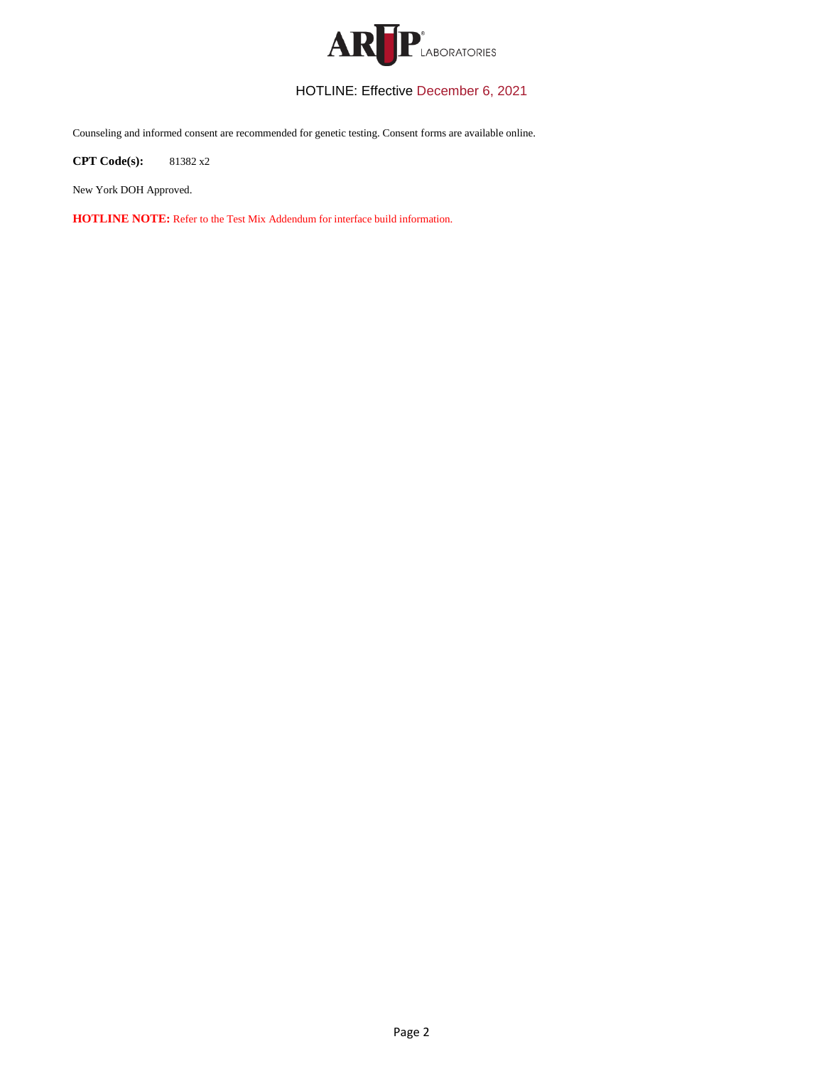Counseling and informed consent are recommended for genetic testing. Consent forms are available online.

**CPT Code(s):** 81382 x2

New York DOH Approved.

**HOTLINE NOTE:** Refer to the Test Mix Addendum for interface build information.